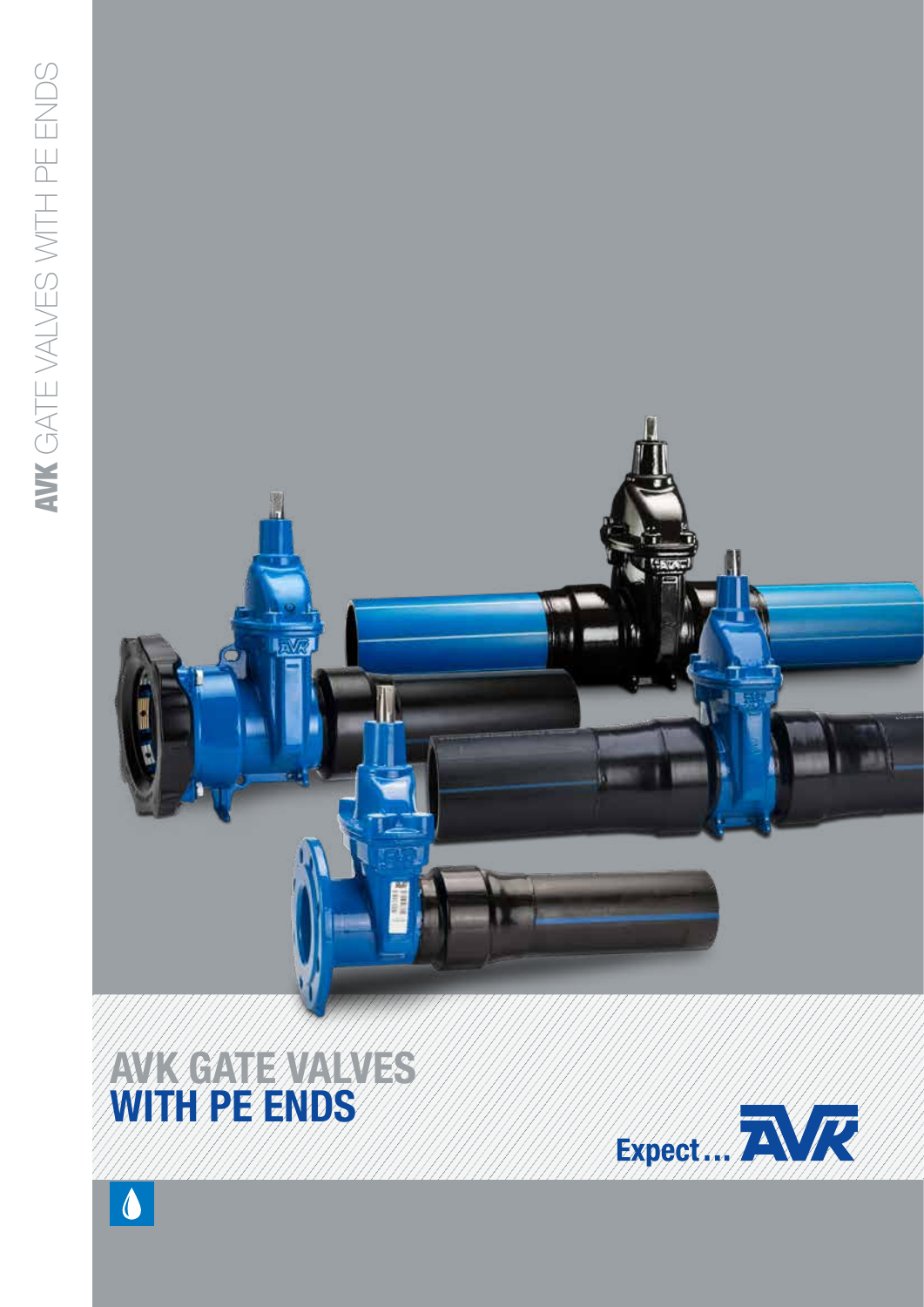# AVK GATE VALVES WITH PE ENDS

Expect... AVK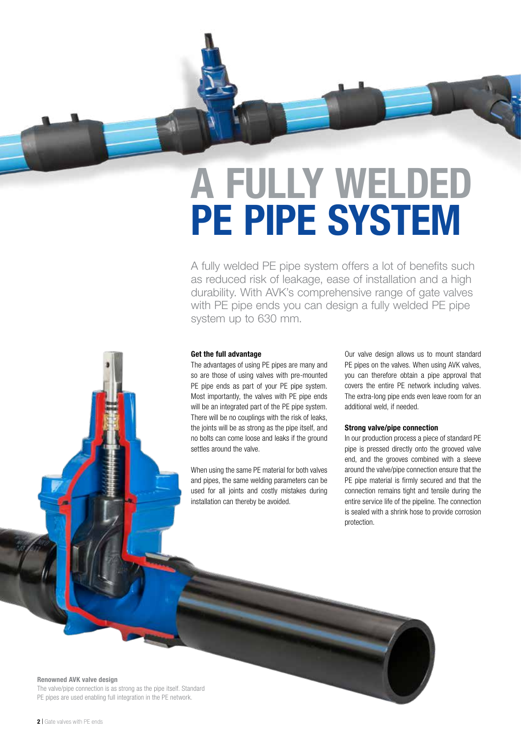# A FULLY WELDED PE PIPE SYSTEM

A fully welded PE pipe system offers a lot of benefits such as reduced risk of leakage, ease of installation and a high durability. With AVK's comprehensive range of gate valves with PE pipe ends you can design a fully welded PE pipe system up to 630 mm.

**Get the full advantage**

The advantages of using PE pipes are many and so are those of using valves with pre-mounted PE pipe ends as part of your PE pipe system. Most importantly, the valves with PE pipe ends will be an integrated part of the PE pipe system. There will be no couplings with the risk of leaks, the joints will be as strong as the pipe itself, and no bolts can come loose and leaks if the ground settles around the valve.

When using the same PE material for both valves and pipes, the same welding parameters can be used for all joints and costly mistakes during installation can thereby be avoided.

Our valve design allows us to mount standard PE pipes on the valves. When using AVK valves, you can therefore obtain a pipe approval that covers the entire PE network including valves. The extra-long pipe ends even leave room for an additional weld, if needed.

**Strong valve/pipe connection**

In our production process a piece of standard PE pipe is pressed directly onto the grooved valve end, and the grooves combined with a sleeve around the valve/pipe connection ensure that the PE pipe material is firmly secured and that the connection remains tight and tensile during the entire service life of the pipeline. The connection is sealed with a shrink hose to provide corrosion protection.

**Renowned AVK valve design**

The valve/pipe connection is as strong as the pipe itself. Standard PE pipes are used enabling full integration in the PE network.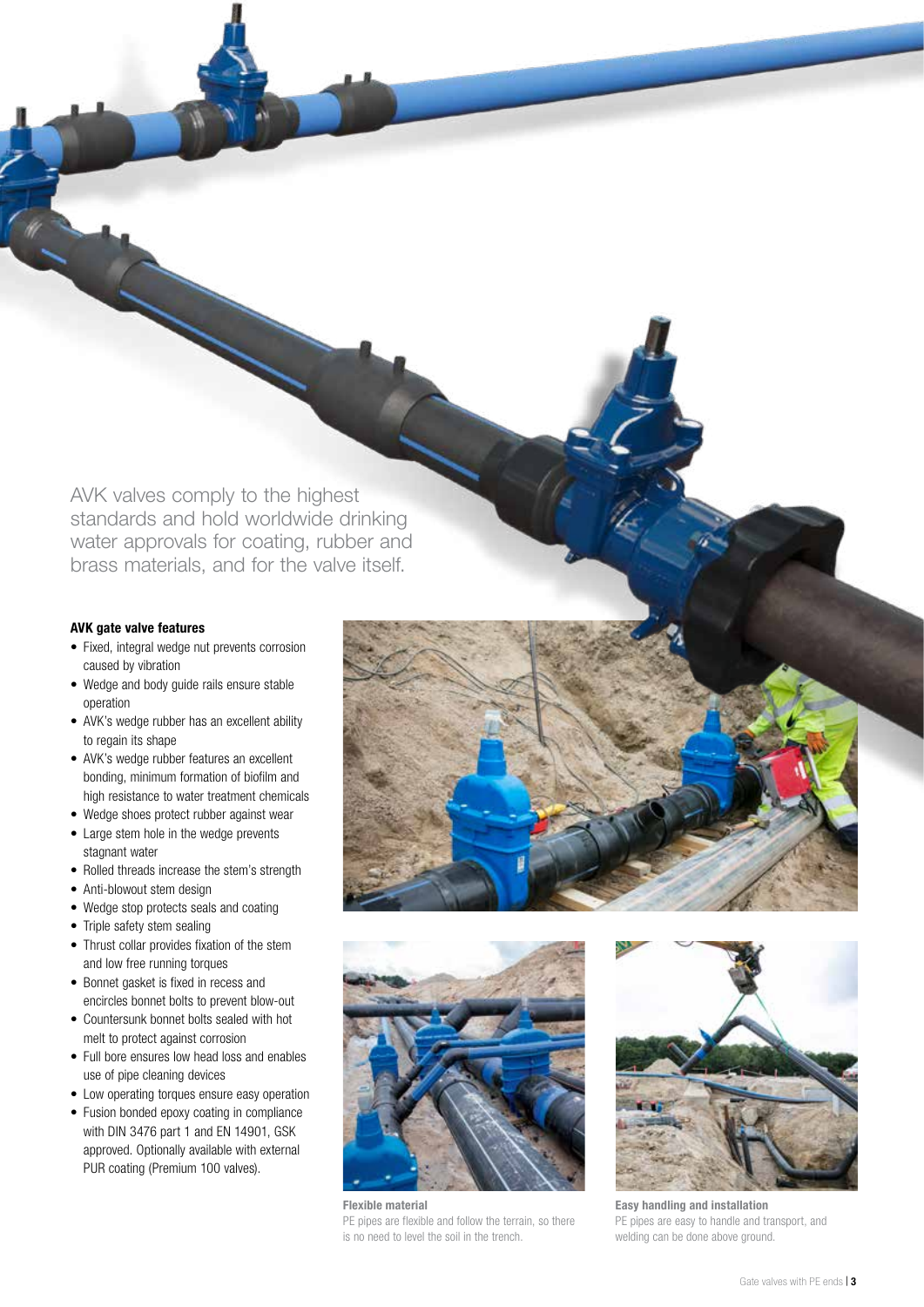AVK valves comply to the highest standards and hold worldwide drinking water approvals for coating, rubber and brass materials, and for the valve itself.

**AVK gate valve features**

- Fixed, integral wedge nut prevents corrosion caused by vibration
- Wedge and body guide rails ensure stable operation
- AVK's wedge rubber has an excellent ability to regain its shape
- AVK's wedge rubber features an excellent bonding, minimum formation of biofilm and high resistance to water treatment chemicals
- Wedge shoes protect rubber against wear
- Large stem hole in the wedge prevents stagnant water
- Rolled threads increase the stem's strength
- Anti-blowout stem design
- Wedge stop protects seals and coating
- Triple safety stem sealing
- Thrust collar provides fixation of the stem and low free running torques
- Bonnet gasket is fixed in recess and encircles bonnet bolts to prevent blow-out
- Countersunk bonnet bolts sealed with hot melt to protect against corrosion
- Full bore ensures low head loss and enables use of pipe cleaning devices
- Low operating torques ensure easy operation
- Fusion bonded epoxy coating in compliance with DIN 3476 part 1 and EN 14901, GSK approved. Optionally available with external PUR coating (Premium 100 valves).

**Flexible material**
PE pipes are flexible and follow the terrain, so there is no need to level the soil in the trench.

**Easy handling and installation**
PE pipes are easy to handle and transport, and welding can be done above ground.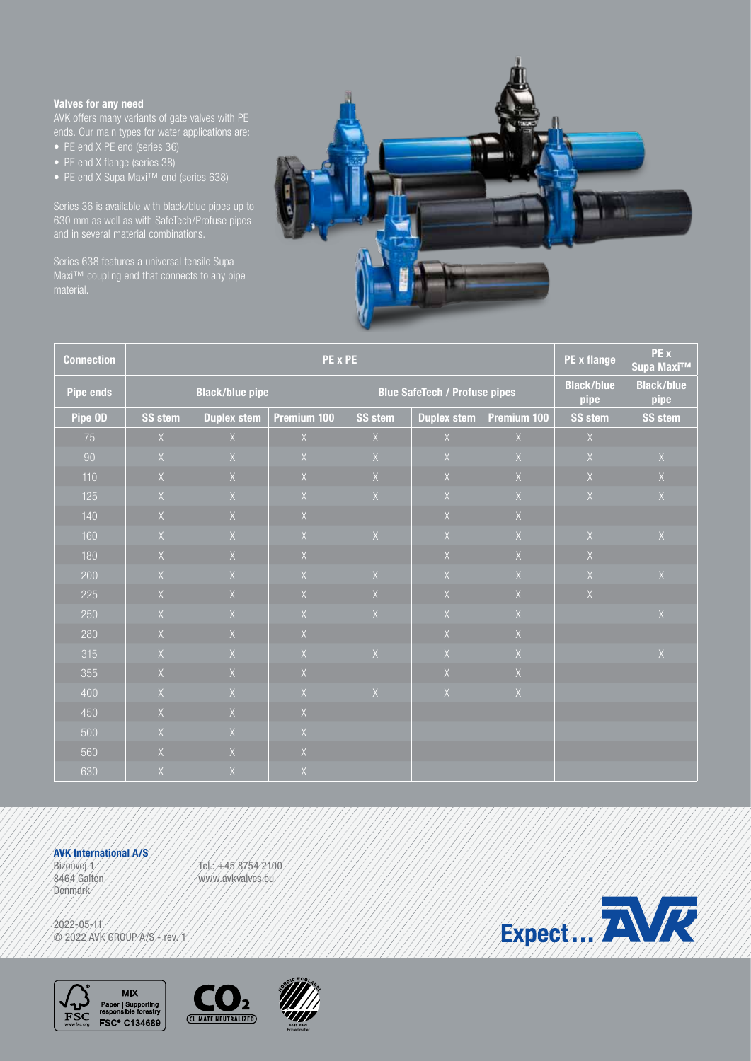**Valves for any need**

AVK offers many variants of gate valves with PE ends. Our main types for water applications are:

- PE end X PE end (series 36)
- PE end X flange (series 38)
- PE end X Supa Maxi™ end (series 638)

Series 36 is available with black/blue pipes up to 630 mm as well as with SafeTech/Profuse pipes and in several material combinations.

Series 638 features a universal tensile Supa Maxi™ coupling end that connects to any pipe material.

| Connection | PE x PE | | | | | | PE x flange | PE x Supa Maxi™ |
|---|---|---|---|---|---|---|---|---|
| Pipe ends | Black/blue pipe | | | Blue SafeTech / Profuse pipes | | | Black/blue pipe | Black/blue pipe |
| Pipe OD | SS stem | Duplex stem | Premium 100 | SS stem | Duplex stem | Premium 100 | SS stem | SS stem |
| 75 | X | X | X | X | X | X | X | |
| 90 | X | X | X | X | X | X | X | X |
| 110 | X | X | X | X | X | X | X | X |
| 125 | X | X | X | X | X | X | X | X |
| 140 | X | X | X | | X | X | | |
| 160 | X | X | X | X | X | X | X | X |
| 180 | X | X | X | | X | X | X | |
| 200 | X | X | X | X | X | X | X | X |
| 225 | X | X | X | X | X | X | X | |
| 250 | X | X | X | X | X | X | | X |
| 280 | X | X | X | | X | X | | |
| 315 | X | X | X | X | X | X | | X |
| 355 | X | X | X | | X | X | | |
| 400 | X | X | X | X | X | X | | |
| 450 | X | X | X | | | | | |
| 500 | X | X | X | | | | | |
| 560 | X | X | X | | | | | |
| 630 | X | X | X | | | | | |

**AVK International A/S**
Bizonvej 1
8464 Galten
Denmark

Tel.: +45 8754 2100
www.avkvalves.eu

2022-05-11
© 2022 AVK GROUP A/S - rev. 1

Expect... AVK

FSC MIX Paper | Supporting responsible forestry FSC® C134689

$CO_2$ CLIMATE NEUTRALIZED